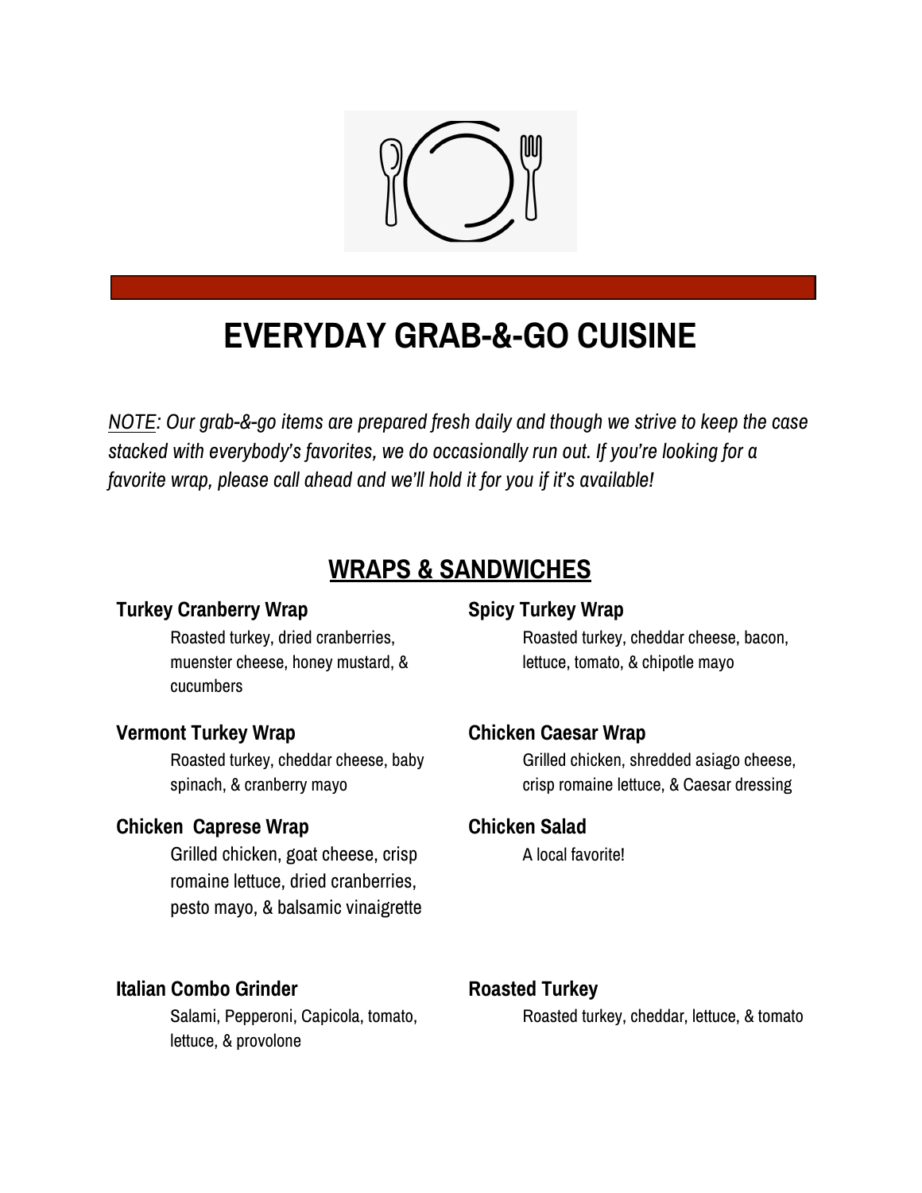# EVERYDAY GRAB-&-GO CUISINE

*NOTE: Our grab-&-go items are prepared fresh daily and though we strive to keep the case stacked with everybody's favorites, we do occasionally run out. If you're looking for a favorite wrap, please call ahead and we'll hold it for you if it's available!*

## WRAPS & SANDWICHES

**Turkey Cranberry Wrap**

Roasted turkey, dried cranberries, muenster cheese, honey mustard, & cucumbers

**Vermont Turkey Wrap**

Roasted turkey, cheddar cheese, baby spinach, & cranberry mayo

**Chicken Caprese Wrap**

Grilled chicken, goat cheese, crisp romaine lettuce, dried cranberries, pesto mayo, & balsamic vinaigrette

**Spicy Turkey Wrap**

Roasted turkey, cheddar cheese, bacon, lettuce, tomato, & chipotle mayo

**Chicken Caesar Wrap**

Grilled chicken, shredded asiago cheese, crisp romaine lettuce, & Caesar dressing

**Chicken Salad**

A local favorite!

**Italian Combo Grinder**

Salami, Pepperoni, Capicola, tomato, lettuce, & provolone

**Roasted Turkey**

Roasted turkey, cheddar, lettuce, & tomato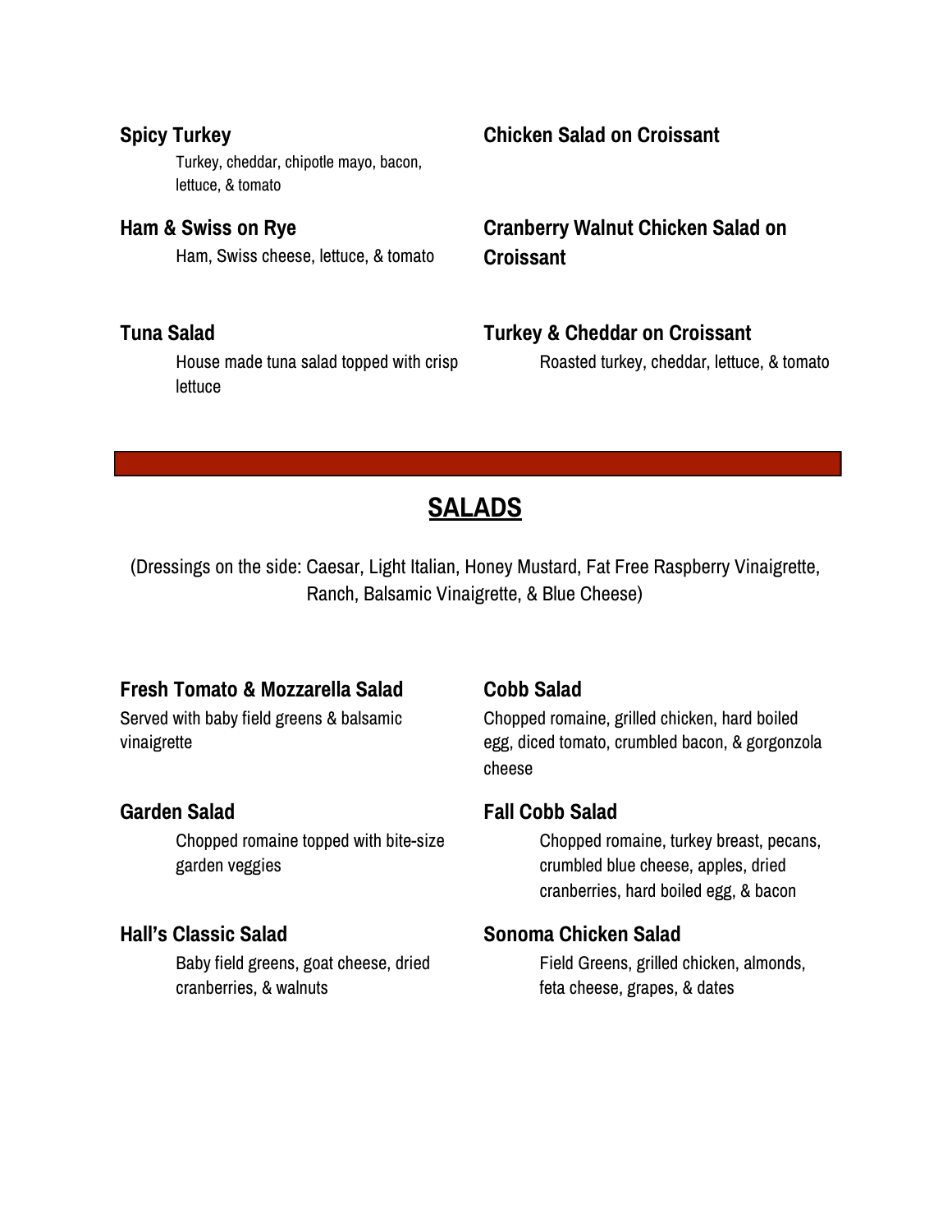### Spicy Turkey
Turkey, cheddar, chipotle mayo, bacon, lettuce, & tomato

### Ham & Swiss on Rye
Ham, Swiss cheese, lettuce, & tomato

### Tuna Salad
House made tuna salad topped with crisp lettuce

### Chicken Salad on Croissant

### Cranberry Walnut Chicken Salad on Croissant

### Turkey & Cheddar on Croissant
Roasted turkey, cheddar, lettuce, & tomato

---

## SALADS

(Dressings on the side: Caesar, Light Italian, Honey Mustard, Fat Free Raspberry Vinaigrette, Ranch, Balsamic Vinaigrette, & Blue Cheese)

### Fresh Tomato & Mozzarella Salad
Served with baby field greens & balsamic vinaigrette

### Garden Salad
Chopped romaine topped with bite-size garden veggies

### Hall's Classic Salad
Baby field greens, goat cheese, dried cranberries, & walnuts

### Cobb Salad
Chopped romaine, grilled chicken, hard boiled egg, diced tomato, crumbled bacon, & gorgonzola cheese

### Fall Cobb Salad
Chopped romaine, turkey breast, pecans, crumbled blue cheese, apples, dried cranberries, hard boiled egg, & bacon

### Sonoma Chicken Salad
Field Greens, grilled chicken, almonds, feta cheese, grapes, & dates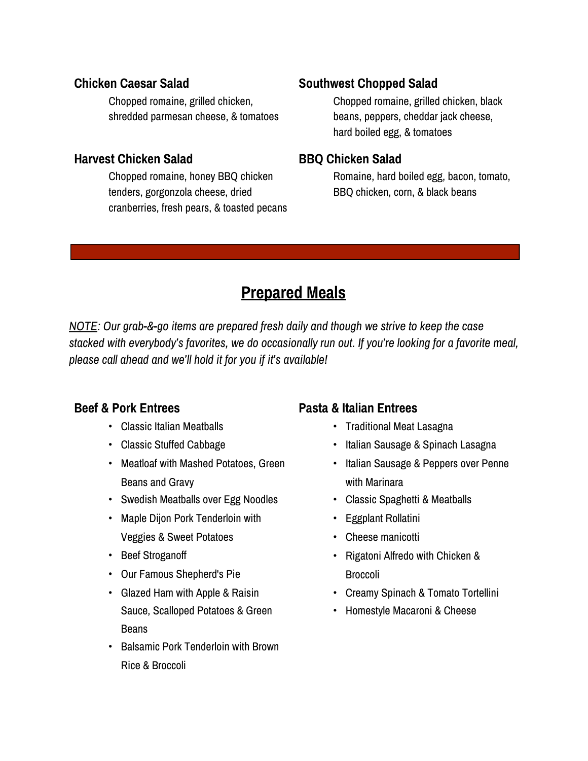### Chicken Caesar Salad

Chopped romaine, grilled chicken, shredded parmesan cheese, & tomatoes

### Harvest Chicken Salad

Chopped romaine, honey BBQ chicken tenders, gorgonzola cheese, dried cranberries, fresh pears, & toasted pecans

### Southwest Chopped Salad

Chopped romaine, grilled chicken, black beans, peppers, cheddar jack cheese, hard boiled egg, & tomatoes

### BBQ Chicken Salad

Romaine, hard boiled egg, bacon, tomato, BBQ chicken, corn, & black beans

## Prepared Meals

*NOTE: Our grab-&-go items are prepared fresh daily and though we strive to keep the case stacked with everybody's favorites, we do occasionally run out. If you're looking for a favorite meal, please call ahead and we'll hold it for you if it's available!*

### Beef & Pork Entrees

- Classic Italian Meatballs
- Classic Stuffed Cabbage
- Meatloaf with Mashed Potatoes, Green Beans and Gravy
- Swedish Meatballs over Egg Noodles
- Maple Dijon Pork Tenderloin with Veggies & Sweet Potatoes
- Beef Stroganoff
- Our Famous Shepherd's Pie
- Glazed Ham with Apple & Raisin Sauce, Scalloped Potatoes & Green Beans
- Balsamic Pork Tenderloin with Brown Rice & Broccoli

### Pasta & Italian Entrees

- Traditional Meat Lasagna
- Italian Sausage & Spinach Lasagna
- Italian Sausage & Peppers over Penne with Marinara
- Classic Spaghetti & Meatballs
- Eggplant Rollatini
- Cheese manicotti
- Rigatoni Alfredo with Chicken & Broccoli
- Creamy Spinach & Tomato Tortellini
- Homestyle Macaroni & Cheese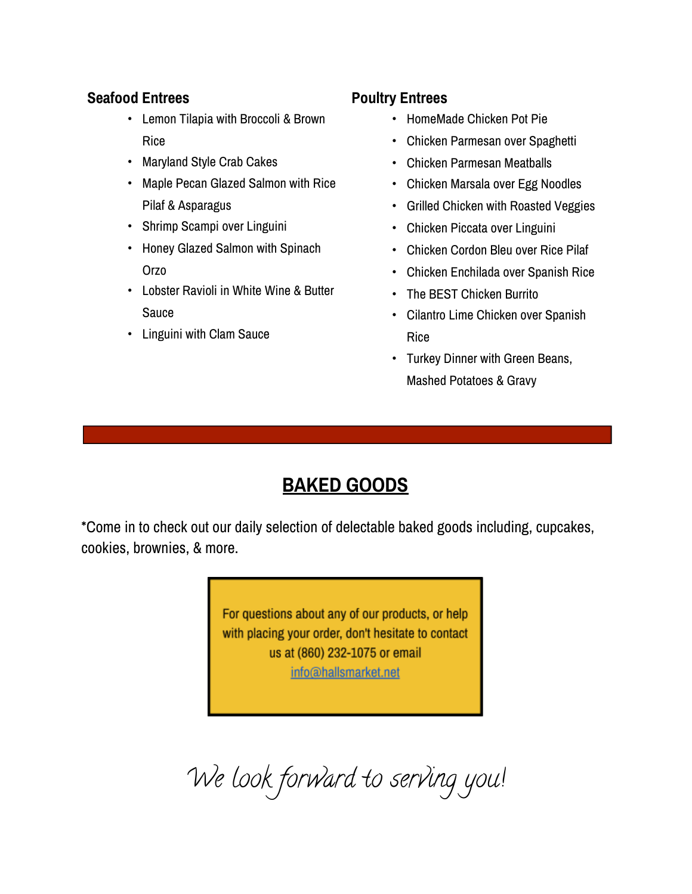### Seafood Entrees

- Lemon Tilapia with Broccoli & Brown Rice
- Maryland Style Crab Cakes
- Maple Pecan Glazed Salmon with Rice Pilaf & Asparagus
- Shrimp Scampi over Linguini
- Honey Glazed Salmon with Spinach Orzo
- Lobster Ravioli in White Wine & Butter Sauce
- Linguini with Clam Sauce

### Poultry Entrees

- HomeMade Chicken Pot Pie
- Chicken Parmesan over Spaghetti
- Chicken Parmesan Meatballs
- Chicken Marsala over Egg Noodles
- Grilled Chicken with Roasted Veggies
- Chicken Piccata over Linguini
- Chicken Cordon Bleu over Rice Pilaf
- Chicken Enchilada over Spanish Rice
- The BEST Chicken Burrito
- Cilantro Lime Chicken over Spanish Rice
- Turkey Dinner with Green Beans, Mashed Potatoes & Gravy

## BAKED GOODS

*Come in to check out our daily selection of delectable baked goods including, cupcakes, cookies, brownies, & more.

For questions about any of our products, or help with placing your order, don't hesitate to contact us at (860) 232-1075 or email [info@hallsmarket.net](mailto:info@hallsmarket.net)

*We look forward to serving you!*